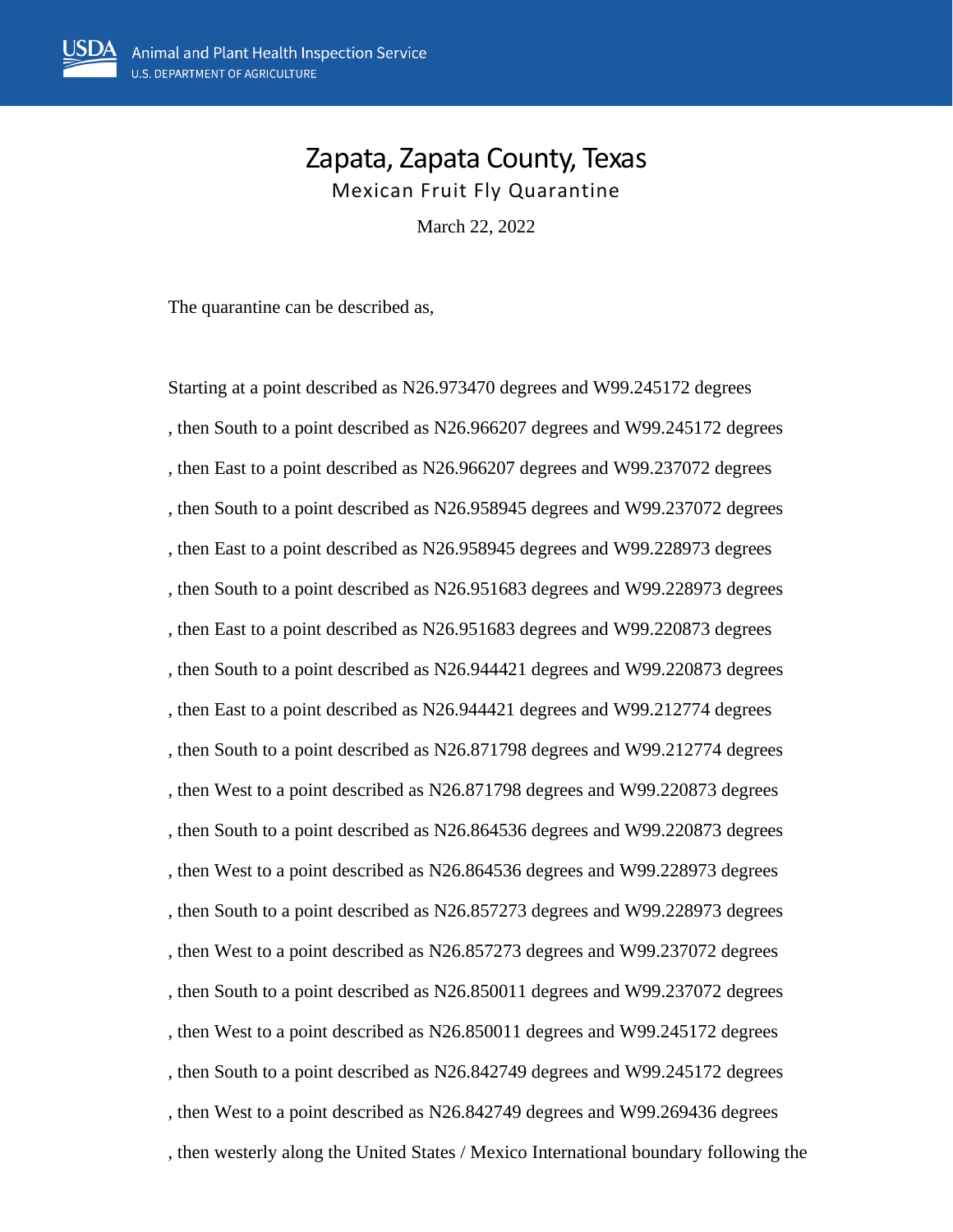USDA Animal and Plant Health Inspection Service
U.S. DEPARTMENT OF AGRICULTURE

# Zapata, Zapata County, Texas

## Mexican Fruit Fly Quarantine

March 22, 2022

The quarantine can be described as,

Starting at a point described as N26.973470 degrees and W99.245172 degrees

, then South to a point described as N26.966207 degrees and W99.245172 degrees

, then East to a point described as N26.966207 degrees and W99.237072 degrees

, then South to a point described as N26.958945 degrees and W99.237072 degrees

, then East to a point described as N26.958945 degrees and W99.228973 degrees

, then South to a point described as N26.951683 degrees and W99.228973 degrees

, then East to a point described as N26.951683 degrees and W99.220873 degrees

, then South to a point described as N26.944421 degrees and W99.220873 degrees

, then East to a point described as N26.944421 degrees and W99.212774 degrees

, then South to a point described as N26.871798 degrees and W99.212774 degrees

, then West to a point described as N26.871798 degrees and W99.220873 degrees

, then South to a point described as N26.864536 degrees and W99.220873 degrees

, then West to a point described as N26.864536 degrees and W99.228973 degrees

, then South to a point described as N26.857273 degrees and W99.228973 degrees

, then West to a point described as N26.857273 degrees and W99.237072 degrees

, then South to a point described as N26.850011 degrees and W99.237072 degrees

, then West to a point described as N26.850011 degrees and W99.245172 degrees

, then South to a point described as N26.842749 degrees and W99.245172 degrees

, then West to a point described as N26.842749 degrees and W99.269436 degrees

, then westerly along the United States / Mexico International boundary following the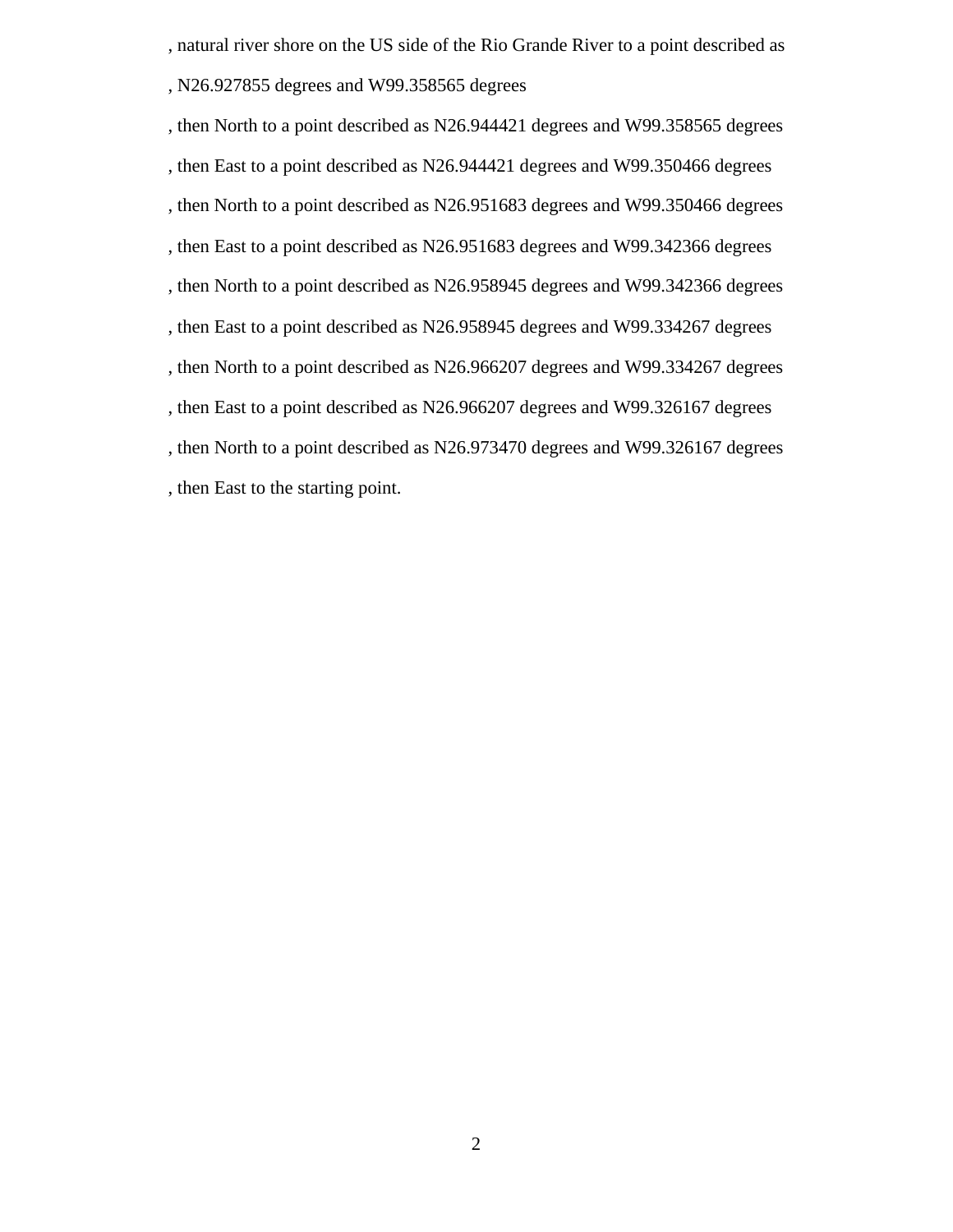, natural river shore on the US side of the Rio Grande River to a point described as

, N26.927855 degrees and W99.358565 degrees

, then North to a point described as N26.944421 degrees and W99.358565 degrees

, then East to a point described as N26.944421 degrees and W99.350466 degrees

, then North to a point described as N26.951683 degrees and W99.350466 degrees

, then East to a point described as N26.951683 degrees and W99.342366 degrees

, then North to a point described as N26.958945 degrees and W99.342366 degrees

, then East to a point described as N26.958945 degrees and W99.334267 degrees

, then North to a point described as N26.966207 degrees and W99.334267 degrees

, then East to a point described as N26.966207 degrees and W99.326167 degrees

, then North to a point described as N26.973470 degrees and W99.326167 degrees

, then East to the starting point.